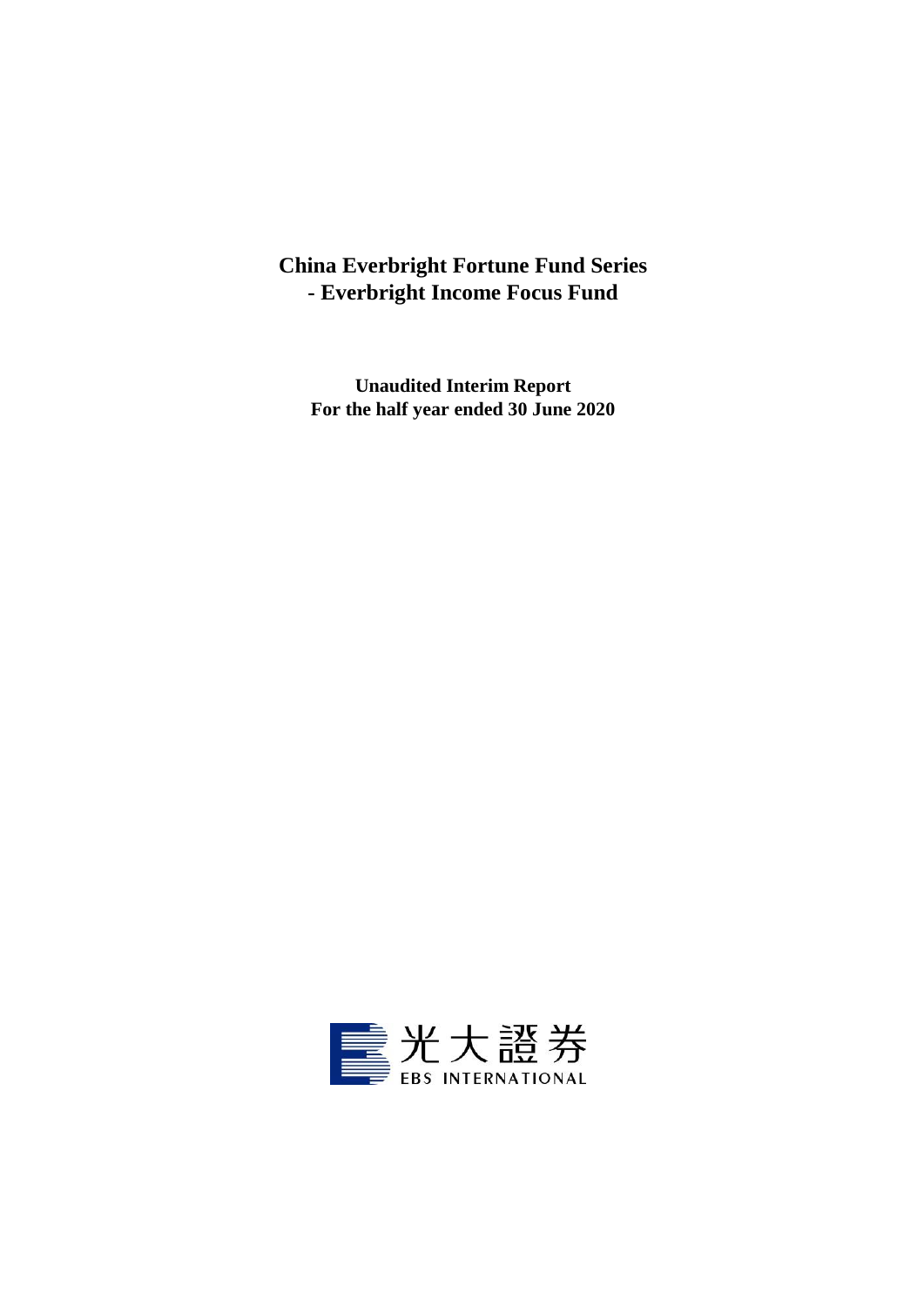# China Everbright Fortune Fund Series
# - Everbright Income Focus Fund

**Unaudited Interim Report**
**For the half year ended 30 June 2020**

光大證券
EBS INTERNATIONAL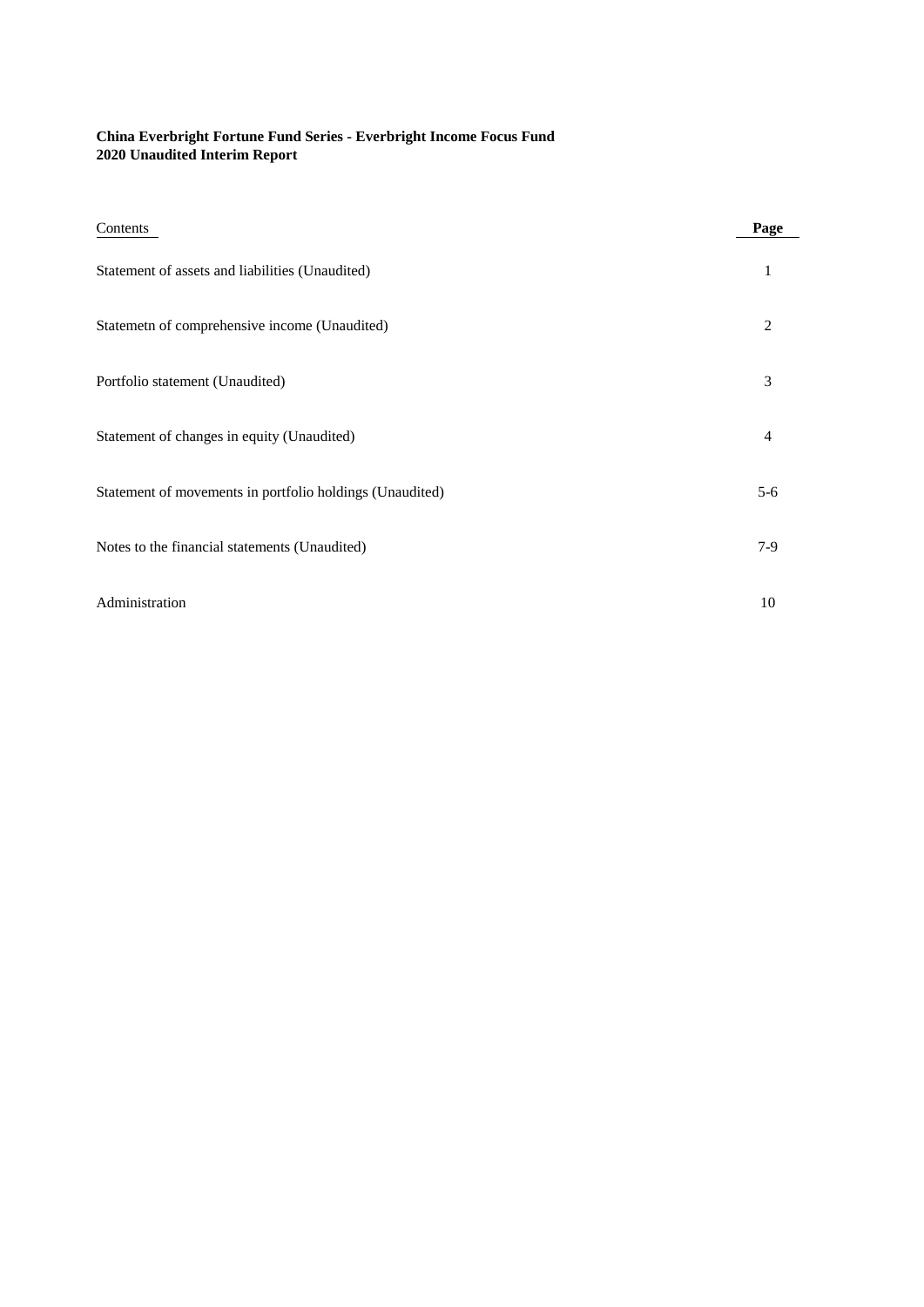**China Everbright Fortune Fund Series - Everbright Income Focus Fund**
**2020 Unaudited Interim Report**

| Contents | **Page** |
|---|---|
| Statement of assets and liabilities (Unaudited) | 1 |
| Statemetn of comprehensive income (Unaudited) | 2 |
| Portfolio statement (Unaudited) | 3 |
| Statement of changes in equity (Unaudited) | 4 |
| Statement of movements in portfolio holdings (Unaudited) | 5-6 |
| Notes to the financial statements (Unaudited) | 7-9 |
| Administration | 10 |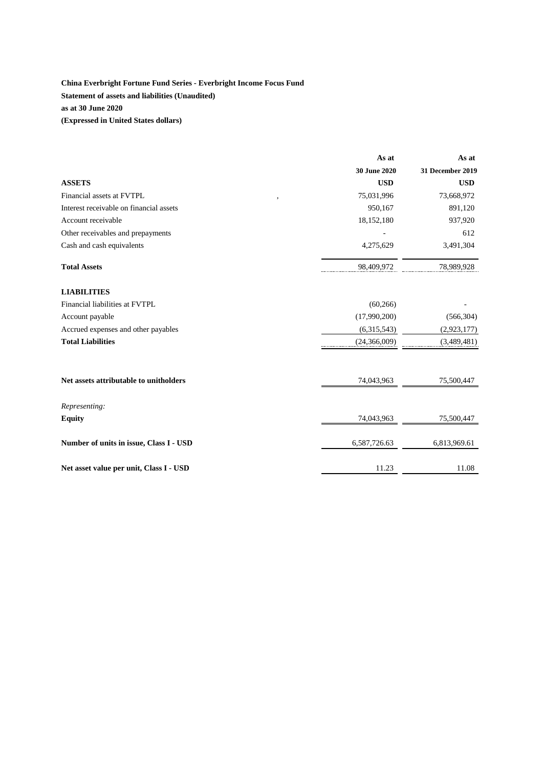**China Everbright Fortune Fund Series - Everbright Income Focus Fund**

**Statement of assets and liabilities (Unaudited)**

**as at 30 June 2020**

**(Expressed in United States dollars)**

| | **As at 30 June 2020** | **As at 31 December 2019** |
|---|---|---|
| **ASSETS** | **USD** | **USD** |
| Financial assets at FVTPL | 75,031,996 | 73,668,972 |
| Interest receivable on financial assets | 950,167 | 891,120 |
| Account receivable | 18,152,180 | 937,920 |
| Other receivables and prepayments | - | 612 |
| Cash and cash equivalents | 4,275,629 | 3,491,304 |
| **Total Assets** | 98,409,972 | 78,989,928 |
| | | |
| **LIABILITIES** | | |
| Financial liabilities at FVTPL | (60,266) | - |
| Account payable | (17,990,200) | (566,304) |
| Accrued expenses and other payables | (6,315,543) | (2,923,177) |
| **Total Liabilities** | (24,366,009) | (3,489,481) |
| | | |
| **Net assets attributable to unitholders** | 74,043,963 | 75,500,447 |
| | | |
| *Representing:* | | |
| **Equity** | 74,043,963 | 75,500,447 |
| | | |
| **Number of units in issue, Class I - USD** | 6,587,726.63 | 6,813,969.61 |
| | | |
| **Net asset value per unit, Class I - USD** | 11.23 | 11.08 |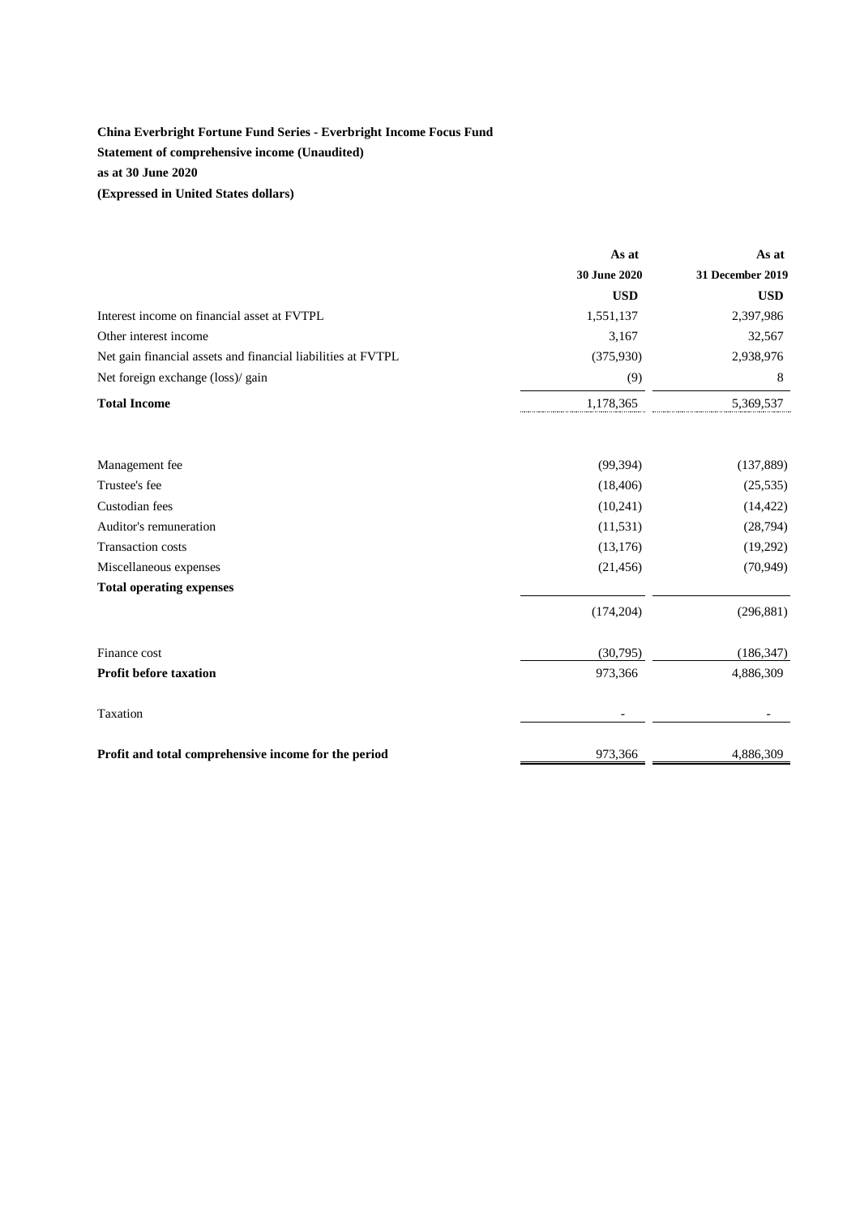**China Everbright Fortune Fund Series - Everbright Income Focus Fund**

**Statement of comprehensive income (Unaudited)**

**as at 30 June 2020**

**(Expressed in United States dollars)**

| | **As at 30 June 2020** | **As at 31 December 2019** |
|---|---|---|
| | **USD** | **USD** |
| Interest income on financial asset at FVTPL | 1,551,137 | 2,397,986 |
| Other interest income | 3,167 | 32,567 |
| Net gain financial assets and financial liabilities at FVTPL | (375,930) | 2,938,976 |
| Net foreign exchange (loss)/ gain | (9) | 8 |
| **Total Income** | 1,178,365 | 5,369,537 |
| | | |
| Management fee | (99,394) | (137,889) |
| Trustee's fee | (18,406) | (25,535) |
| Custodian fees | (10,241) | (14,422) |
| Auditor's remuneration | (11,531) | (28,794) |
| Transaction costs | (13,176) | (19,292) |
| Miscellaneous expenses | (21,456) | (70,949) |
| **Total operating expenses** | | |
| | (174,204) | (296,881) |
| | | |
| Finance cost | (30,795) | (186,347) |
| **Profit before taxation** | 973,366 | 4,886,309 |
| | | |
| Taxation | - | - |
| | | |
| **Profit and total comprehensive income for the period** | 973,366 | 4,886,309 |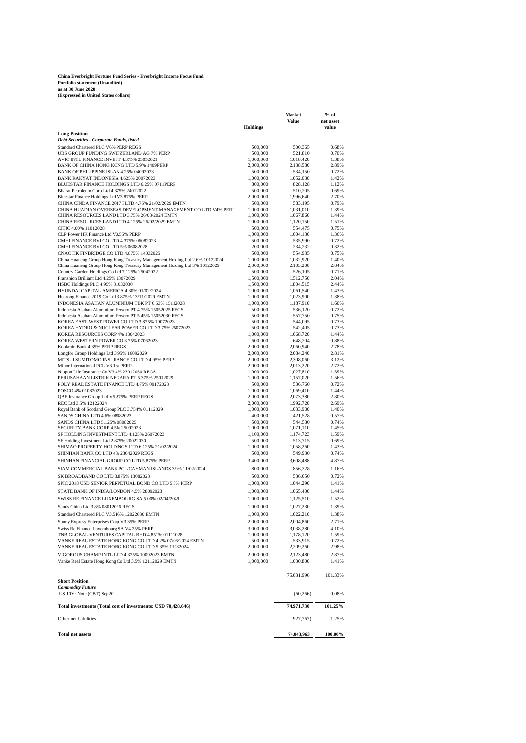**China Everbright Fortune Fund Series - Everbright Income Focus Fund**
**Portfolio statement (Unaudited)**
**as at 30 June 2020**
**(Expressed in United States dollars)**

| | Holdings | Market Value | % of net asset value |
|---|---|---|---|
| **Long Position** | | | |
| ***Debt Securities - Corporate Bonds, listed*** | | | |
| Standard Chartered PLC V6% PERP REGS | 500,000 | 500,365 | 0.68% |
| UBS GROUP FUNDING SWITZERLAND AG 7% PERP | 500,000 | 521,810 | 0.70% |
| AVIC INTL FINANCE INVEST 4.375% 23052021 | 1,000,000 | 1,018,420 | 1.38% |
| BANK OF CHINA HONG KONG LTD 5.9% 1409PERP | 2,000,000 | 2,138,580 | 2.89% |
| BANK OF PHILIPPINE ISLAN 4.25% 04092023 | 500,000 | 534,150 | 0.72% |
| BANK RAKYAT INDONESIA 4.625% 20072023 | 1,000,000 | 1,052,030 | 1.42% |
| BLUESTAR FINANCE HOLDINGS LTD 6.25% 0711PERP | 800,000 | 828,128 | 1.12% |
| Bharat Petroleum Corp Ltd 4.375% 24012022 | 500,000 | 510,205 | 0.69% |
| Bluestar Finance Holdings Ltd V3.875% PERP | 2,000,000 | 1,996,640 | 2.70% |
| CHINA CINDA FINANCE 2017 I LTD 4.75% 21/02/2029 EMTN | 500,000 | 583,195 | 0.79% |
| CHINA HUADIAN OVERSEAS DEVELOPMENT MANAGEMENT CO LTD V4% PERP | 1,000,000 | 1,031,010 | 1.39% |
| CHINA RESOURCES LAND LTD 3.75% 26/08/2024 EMTN | 1,000,000 | 1,067,860 | 1.44% |
| CHINA RESOURCES LAND LTD 4.125% 26/02/2029 EMTN | 1,000,000 | 1,120,150 | 1.51% |
| CITIC 4.00% 11012028 | 500,000 | 554,475 | 0.75% |
| CLP Power HK Finance Ltd V3.55% PERP | 1,000,000 | 1,004,130 | 1.36% |
| CMHI FINANCE BVI CO LTD 4.375% 06082023 | 500,000 | 535,990 | 0.72% |
| CMHI FINANCE BVI CO LTD 5% 06082028 | 200,000 | 234,232 | 0.32% |
| CNAC HK FINBRIDGE CO LTD 4.875% 14032025 | 500,000 | 554,935 | 0.75% |
| China Huaneng Group Hong Kong Treasury Management Holding Ltd 2.6% 10122024 | 1,000,000 | 1,032,920 | 1.40% |
| China Huaneng Group Hong Kong Treasury Management Holding Ltd 3% 10122029 | 2,000,000 | 2,103,200 | 2.84% |
| Country Garden Holdings Co Ltd 7.125% 25042022 | 500,000 | 526,105 | 0.71% |
| Franshion Brilliant Ltd 4.25% 23072029 | 1,500,000 | 1,512,750 | 2.04% |
| HSBC Holdings PLC 4.95% 31032030 | 1,500,000 | 1,804,515 | 2.44% |
| HYUNDAI CAPITAL AMERICA 4.30% 01/02/2024 | 1,000,000 | 1,061,540 | 1.43% |
| Huarong Finance 2019 Co Ltd 3.875% 13/11/2029 EMTN | 1,000,000 | 1,023,900 | 1.38% |
| INDONESIA ASAHAN ALUMINIUM TBK PT 6.53% 15112028 | 1,000,000 | 1,187,910 | 1.60% |
| Indonesia Asahan Aluminium Persero PT 4.75% 15052025 REGS | 500,000 | 536,120 | 0.72% |
| Indonesia Asahan Aluminium Persero PT 5.45% 15052030 REGS | 500,000 | 557,750 | 0.75% |
| KOREA EAST-WEST POWER CO LTD 3.875% 19072023 | 500,000 | 544,095 | 0.73% |
| KOREA HYDRO & NUCLEAR POWER CO LTD 3.75% 25072023 | 500,000 | 542,405 | 0.73% |
| KOREA RESOURCES CORP 4% 18042023 | 1,000,000 | 1,068,720 | 1.44% |
| KOREA WESTERN POWER CO 3.75% 07062023 | 600,000 | 648,204 | 0.88% |
| Kookmin Bank 4.35% PERP REGS | 2,000,000 | 2,060,940 | 2.78% |
| Longfor Group Holdings Ltd 3.95% 16092029 | 2,000,000 | 2,084,240 | 2.81% |
| MITSUI SUMITOMO INSURANCE CO LTD 4.95% PERP | 2,000,000 | 2,308,060 | 3.12% |
| Minor International PCL V3.1% PERP | 2,000,000 | 2,013,220 | 2.72% |
| Nippon Life Insurance Co V3.4% 23012050 REGS | 1,000,000 | 1,027,810 | 1.39% |
| PERUSAHAAN LISTRIK NEGARA PT 5.375% 25012029 | 1,000,000 | 1,157,020 | 1.56% |
| POLY REAL ESTATE FINANCE LTD 4.75% 09172023 | 500,000 | 536,760 | 0.72% |
| POSCO 4% 01082023 | 1,000,000 | 1,069,410 | 1.44% |
| QBE Insurance Group Ltd V5.875% PERP REGS | 2,000,000 | 2,073,380 | 2.80% |
| REC Ltd 3.5% 12122024 | 2,000,000 | 1,992,720 | 2.69% |
| Royal Bank of Scotland Group PLC 3.754% 01112029 | 1,000,000 | 1,033,930 | 1.40% |
| SANDS CHINA LTD 4.6% 08082023 | 400,000 | 421,528 | 0.57% |
| SANDS CHINA LTD 5.125% 08082025 | 500,000 | 544,580 | 0.74% |
| SECURITY BANK CORP 4.5% 25092023 | 1,000,000 | 1,071,110 | 1.45% |
| SF HOLDING INVESTMENT LTD 4.125% 26072023 | 1,100,000 | 1,174,723 | 1.59% |
| SF Holding Investment Ltd 2.875% 20022030 | 500,000 | 513,715 | 0.69% |
| SHIMAO PROPERTY HOLDINGS LTD 6.125% 21/02/2024 | 1,000,000 | 1,058,260 | 1.43% |
| SHINHAN BANK CO LTD 4% 23042029 REGS | 500,000 | 549,930 | 0.74% |
| SHINHAN FINANCIAL GROUP CO LTD 5.875% PERP | 3,400,000 | 3,608,488 | 4.87% |
| SIAM COMMERCIAL BANK PCL/CAYMAN ISLANDS 3.9% 11/02/2024 | 800,000 | 856,328 | 1.16% |
| SK BROADBAND CO LTD 3.875% 13082023 | 500,000 | 536,050 | 0.72% |
| SPIC 2018 USD SENIOR PERPETUAL BOND CO LTD 5.8% PERP | 1,000,000 | 1,044,290 | 1.41% |
| STATE BANK OF INDIA/LONDON 4.5% 28092023 | 1,000,000 | 1,065,400 | 1.44% |
| SWISS RE FINANCE LUXEMBOURG SA 5.00% 02/04/2049 | 1,000,000 | 1,125,510 | 1.52% |
| Sands China Ltd 3.8% 08012026 REGS | 1,000,000 | 1,027,230 | 1.39% |
| Standard Chartered PLC V3.516% 12022030 EMTN | 1,000,000 | 1,022,210 | 1.38% |
| Sunny Express Enterprises Corp V3.35% PERP | 2,000,000 | 2,004,860 | 2.71% |
| Swiss Re Finance Luxembourg SA V4.25% PERP | 3,000,000 | 3,038,280 | 4.10% |
| TNB GLOBAL VENTURES CAPITAL BHD 4.851% 01112028 | 1,000,000 | 1,178,120 | 1.59% |
| VANKE REAL ESTATE HONG KONG CO LTD 4.2% 07/06/2024 EMTN | 500,000 | 533,915 | 0.72% |
| VANKE REAL ESTATE HONG KONG CO LTD 5.35% 11032024 | 2,000,000 | 2,209,260 | 2.98% |
| VIGOROUS CHAMP INTL LTD 4.375% 10092023 EMTN | 2,000,000 | 2,123,480 | 2.87% |
| Vanke Real Estate Hong Kong Co Ltd 3.5% 12112029 EMTN | 1,000,000 | 1,030,800 | 1.41% |
| | | 75,031,996 | 101.33% |
| **Short Position** | | | |
| ***Commodity Future*** | | | |
| US 10Yr Note (CBT) Sep20 | - | (60,266) | -0.08% |
| **Total investments (Total cost of investments: USD 70,428,646)** | | **74,971,730** | **101.25%** |
| Other net liabilities | | (927,767) | -1.25% |
| **Total net assets** | | **74,043,963** | **100.00%** |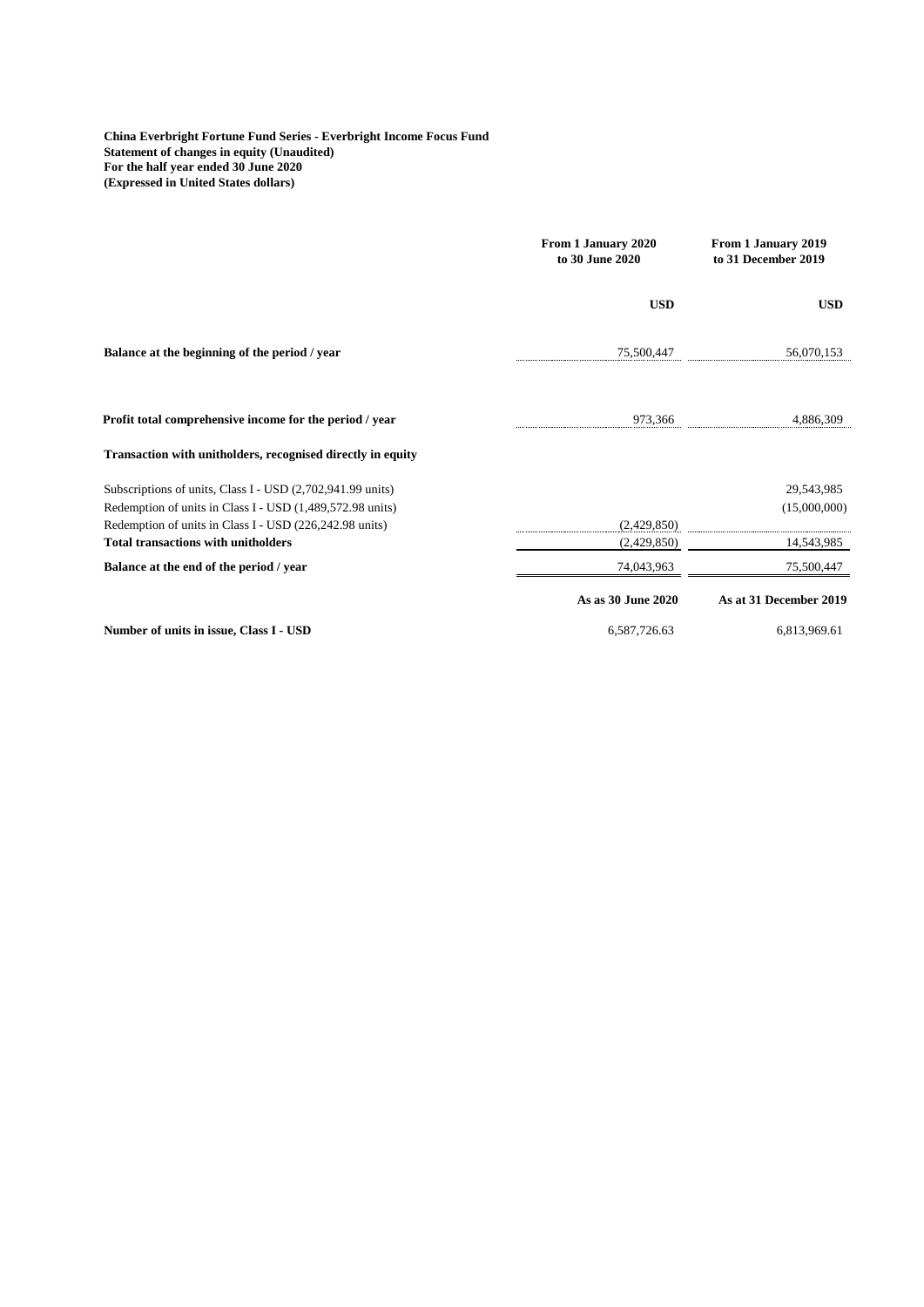**China Everbright Fortune Fund Series - Everbright Income Focus Fund**
**Statement of changes in equity (Unaudited)**
**For the half year ended 30 June 2020**
**(Expressed in United States dollars)**

| | From 1 January 2020 to 30 June 2020 | From 1 January 2019 to 31 December 2019 |
|---|---|---|
| | **USD** | **USD** |
| **Balance at the beginning of the period / year** | 75,500,447 | 56,070,153 |
| **Profit total comprehensive income for the period / year** | 973,366 | 4,886,309 |
| **Transaction with unitholders, recognised directly in equity** | | |
| Subscriptions of units, Class I - USD (2,702,941.99 units) | | 29,543,985 |
| Redemption of units in Class I - USD (1,489,572.98 units) | | (15,000,000) |
| Redemption of units in Class I - USD (226,242.98 units) | (2,429,850) | |
| **Total transactions with unitholders** | (2,429,850) | 14,543,985 |
| **Balance at the end of the period / year** | 74,043,963 | 75,500,447 |
| | **As as 30 June 2020** | **As at 31 December 2019** |
| **Number of units in issue, Class I - USD** | 6,587,726.63 | 6,813,969.61 |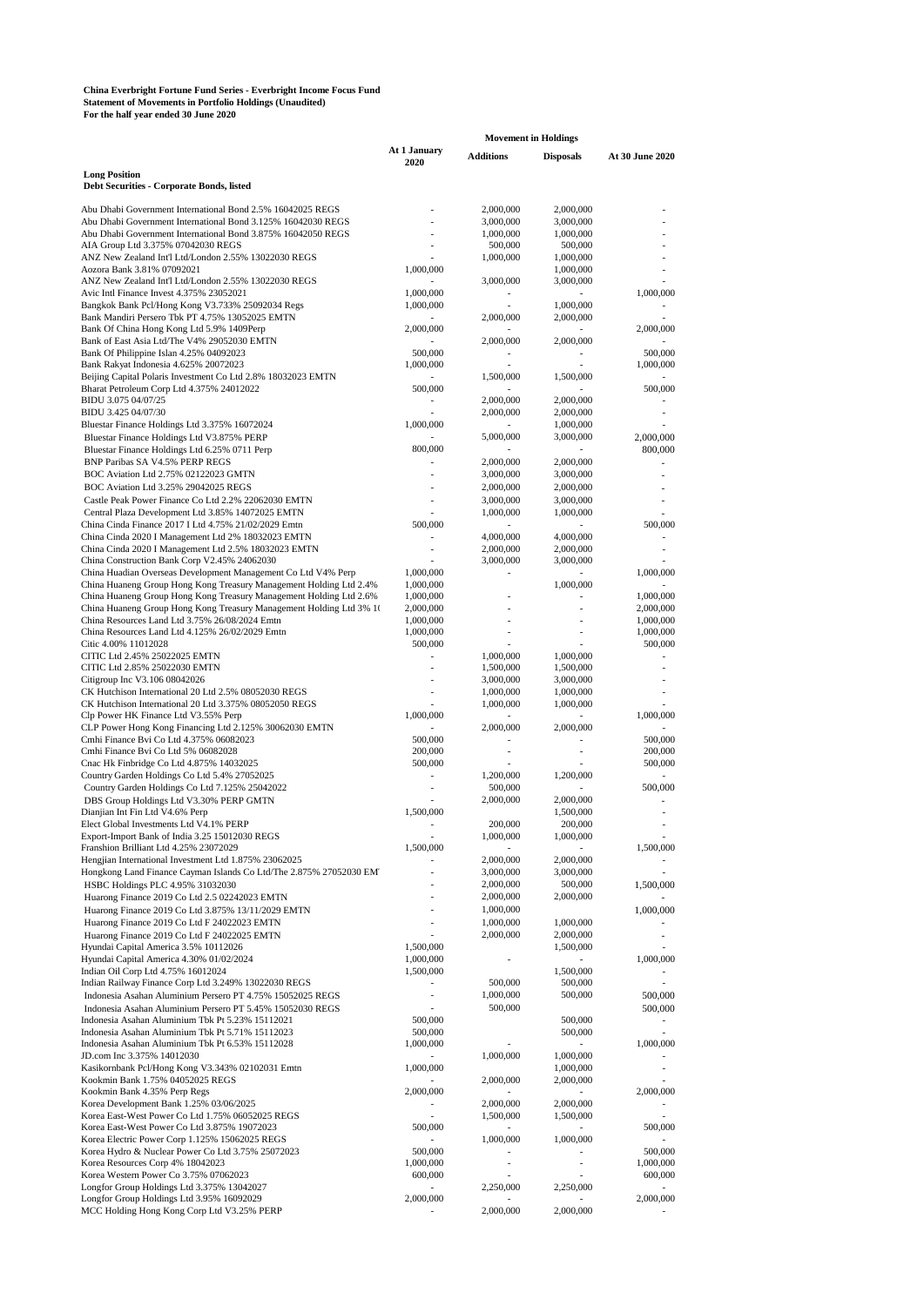**China Everbright Fortune Fund Series - Everbright Income Focus Fund**
**Statement of Movements in Portfolio Holdings (Unaudited)**
**For the half year ended 30 June 2020**

| | Movement in Holdings | | | |
|---|---|---|---|---|
| | At 1 January 2020 | Additions | Disposals | At 30 June 2020 |
| **Long Position** | | | | |
| **Debt Securities - Corporate Bonds, listed** | | | | |
| Abu Dhabi Government International Bond 2.5% 16042025 REGS | - | 2,000,000 | 2,000,000 | - |
| Abu Dhabi Government International Bond 3.125% 16042030 REGS | - | 3,000,000 | 3,000,000 | - |
| Abu Dhabi Government International Bond 3.875% 16042050 REGS | - | 1,000,000 | 1,000,000 | - |
| AIA Group Ltd 3.375% 07042030 REGS | - | 500,000 | 500,000 | - |
| ANZ New Zealand Int'l Ltd/London 2.55% 13022030 REGS | - | 1,000,000 | 1,000,000 | - |
| Aozora Bank 3.81% 07092021 | 1,000,000 | | 1,000,000 | - |
| ANZ New Zealand Int'l Ltd/London 2.55% 13022030 REGS | - | 3,000,000 | 3,000,000 | - |
| Avic Intl Finance Invest 4.375% 23052021 | 1,000,000 | - | - | 1,000,000 |
| Bangkok Bank Pcl/Hong Kong V3.733% 25092034 Regs | 1,000,000 | - | 1,000,000 | - |
| Bank Mandiri Persero Tbk PT 4.75% 13052025 EMTN | - | 2,000,000 | 2,000,000 | - |
| Bank Of China Hong Kong Ltd 5.9% 1409Perp | 2,000,000 | - | - | 2,000,000 |
| Bank of East Asia Ltd/The V4% 29052030 EMTN | - | 2,000,000 | 2,000,000 | - |
| Bank Of Philippine Islan 4.25% 04092023 | 500,000 | - | - | 500,000 |
| Bank Rakyat Indonesia 4.625% 20072023 | 1,000,000 | - | - | 1,000,000 |
| Beijing Capital Polaris Investment Co Ltd 2.8% 18032023 EMTN | - | 1,500,000 | 1,500,000 | - |
| Bharat Petroleum Corp Ltd 4.375% 24012022 | 500,000 | - | - | 500,000 |
| BIDU 3.075 04/07/25 | - | 2,000,000 | 2,000,000 | - |
| BIDU 3.425 04/07/30 | - | 2,000,000 | 2,000,000 | - |
| Bluestar Finance Holdings Ltd 3.375% 16072024 | 1,000,000 | - | 1,000,000 | - |
| Bluestar Finance Holdings Ltd V3.875% PERP | - | 5,000,000 | 3,000,000 | 2,000,000 |
| Bluestar Finance Holdings Ltd 6.25% 0711 Perp | 800,000 | - | - | 800,000 |
| BNP Paribas SA V4.5% PERP REGS | - | 2,000,000 | 2,000,000 | - |
| BOC Aviation Ltd 2.75% 02122023 GMTN | - | 3,000,000 | 3,000,000 | - |
| BOC Aviation Ltd 3.25% 29042025 REGS | - | 2,000,000 | 2,000,000 | - |
| Castle Peak Power Finance Co Ltd 2.2% 22062030 EMTN | - | 3,000,000 | 3,000,000 | - |
| Central Plaza Development Ltd 3.85% 14072025 EMTN | - | 1,000,000 | 1,000,000 | - |
| China Cinda Finance 2017 I Ltd 4.75% 21/02/2029 Emtn | 500,000 | - | - | 500,000 |
| China Cinda 2020 I Management Ltd 2% 18032023 EMTN | - | 4,000,000 | 4,000,000 | - |
| China Cinda 2020 I Management Ltd 2.5% 18032023 EMTN | - | 2,000,000 | 2,000,000 | - |
| China Construction Bank Corp V2.45% 24062030 | - | 3,000,000 | 3,000,000 | - |
| China Huadian Overseas Development Management Co Ltd V4% Perp | 1,000,000 | - | - | 1,000,000 |
| China Huaneng Group Hong Kong Treasury Management Holding Ltd 2.4% | 1,000,000 | | 1,000,000 | - |
| China Huaneng Group Hong Kong Treasury Management Holding Ltd 2.6% | 1,000,000 | - | - | 1,000,000 |
| China Huaneng Group Hong Kong Treasury Management Holding Ltd 3% 1( | 2,000,000 | - | - | 2,000,000 |
| China Resources Land Ltd 3.75% 26/08/2024 Emtn | 1,000,000 | - | - | 1,000,000 |
| China Resources Land Ltd 4.125% 26/02/2029 Emtn | 1,000,000 | - | - | 1,000,000 |
| Citic 4.00% 11012028 | 500,000 | - | - | 500,000 |
| CITIC Ltd 2.45% 25022025 EMTN | - | 1,000,000 | 1,000,000 | - |
| CITIC Ltd 2.85% 25022030 EMTN | - | 1,500,000 | 1,500,000 | - |
| Citigroup Inc V3.106 08042026 | - | 3,000,000 | 3,000,000 | - |
| CK Hutchison International 20 Ltd 2.5% 08052030 REGS | - | 1,000,000 | 1,000,000 | - |
| CK Hutchison International 20 Ltd 3.375% 08052050 REGS | - | 1,000,000 | 1,000,000 | - |
| Clp Power HK Finance Ltd V3.55% Perp | 1,000,000 | - | - | 1,000,000 |
| CLP Power Hong Kong Financing Ltd 2.125% 30062030 EMTN | - | 2,000,000 | 2,000,000 | - |
| Cmhi Finance Bvi Co Ltd 4.375% 06082023 | 500,000 | - | - | 500,000 |
| Cmhi Finance Bvi Co Ltd 5% 06082028 | 200,000 | - | - | 200,000 |
| Cnac Hk Finbridge Co Ltd 4.875% 14032025 | 500,000 | - | - | 500,000 |
| Country Garden Holdings Co Ltd 5.4% 27052025 | - | 1,200,000 | 1,200,000 | - |
| Country Garden Holdings Co Ltd 7.125% 25042022 | - | 500,000 | - | 500,000 |
| DBS Group Holdings Ltd V3.30% PERP GMTN | - | 2,000,000 | 2,000,000 | - |
| Dianjian Int Fin Ltd V4.6% Perp | 1,500,000 | | 1,500,000 | - |
| Elect Global Investments Ltd V4.1% PERP | - | 200,000 | 200,000 | - |
| Export-Import Bank of India 3.25 15012030 REGS | - | 1,000,000 | 1,000,000 | - |
| Franshion Brilliant Ltd 4.25% 23072029 | 1,500,000 | - | - | 1,500,000 |
| Hengjian International Investment Ltd 1.875% 23062025 | - | 2,000,000 | 2,000,000 | - |
| Hongkong Land Finance Cayman Islands Co Ltd/The 2.875% 27052030 EM' | - | 3,000,000 | 3,000,000 | - |
| HSBC Holdings PLC 4.95% 31032030 | - | 2,000,000 | 500,000 | 1,500,000 |
| Huarong Finance 2019 Co Ltd 2.5 02242023 EMTN | - | 2,000,000 | 2,000,000 | - |
| Huarong Finance 2019 Co Ltd 3.875% 13/11/2029 EMTN | - | 1,000,000 | | 1,000,000 |
| Huarong Finance 2019 Co Ltd F 24022023 EMTN | - | 1,000,000 | 1,000,000 | - |
| Huarong Finance 2019 Co Ltd F 24022025 EMTN | - | 2,000,000 | 2,000,000 | - |
| Hyundai Capital America 3.5% 10112026 | 1,500,000 | | 1,500,000 | - |
| Hyundai Capital America 4.30% 01/02/2024 | 1,000,000 | - | - | 1,000,000 |
| Indian Oil Corp Ltd 4.75% 16012024 | 1,500,000 | | 1,500,000 | - |
| Indian Railway Finance Corp Ltd 3.249% 13022030 REGS | - | 500,000 | 500,000 | - |
| Indonesia Asahan Aluminium Persero PT 4.75% 15052025 REGS | - | 1,000,000 | 500,000 | 500,000 |
| Indonesia Asahan Aluminium Persero PT 5.45% 15052030 REGS | - | 500,000 | | 500,000 |
| Indonesia Asahan Aluminium Tbk Pt 5.23% 15112021 | 500,000 | | 500,000 | - |
| Indonesia Asahan Aluminium Tbk Pt 5.71% 15112023 | 500,000 | | 500,000 | - |
| Indonesia Asahan Aluminium Tbk Pt 6.53% 15112028 | 1,000,000 | - | - | 1,000,000 |
| JD.com Inc 3.375% 14012030 | - | 1,000,000 | 1,000,000 | - |
| Kasikornbank Pcl/Hong Kong V3.343% 02102031 Emtn | 1,000,000 | | 1,000,000 | - |
| Kookmin Bank 1.75% 04052025 REGS | - | 2,000,000 | 2,000,000 | - |
| Kookmin Bank 4.35% Perp Regs | 2,000,000 | - | - | 2,000,000 |
| Korea Development Bank 1.25% 03/06/2025 | - | 2,000,000 | 2,000,000 | - |
| Korea East-West Power Co Ltd 1.75% 06052025 REGS | - | 1,500,000 | 1,500,000 | - |
| Korea East-West Power Co Ltd 3.875% 19072023 | 500,000 | - | - | 500,000 |
| Korea Electric Power Corp 1.125% 15062025 REGS | - | 1,000,000 | 1,000,000 | - |
| Korea Hydro & Nuclear Power Co Ltd 3.75% 25072023 | 500,000 | - | - | 500,000 |
| Korea Resources Corp 4% 18042023 | 1,000,000 | - | - | 1,000,000 |
| Korea Western Power Co 3.75% 07062023 | 600,000 | - | - | 600,000 |
| Longfor Group Holdings Ltd 3.375% 13042027 | - | 2,250,000 | 2,250,000 | - |
| Longfor Group Holdings Ltd 3.95% 16092029 | 2,000,000 | - | - | 2,000,000 |
| MCC Holding Hong Kong Corp Ltd V3.25% PERP | - | 2,000,000 | 2,000,000 | - |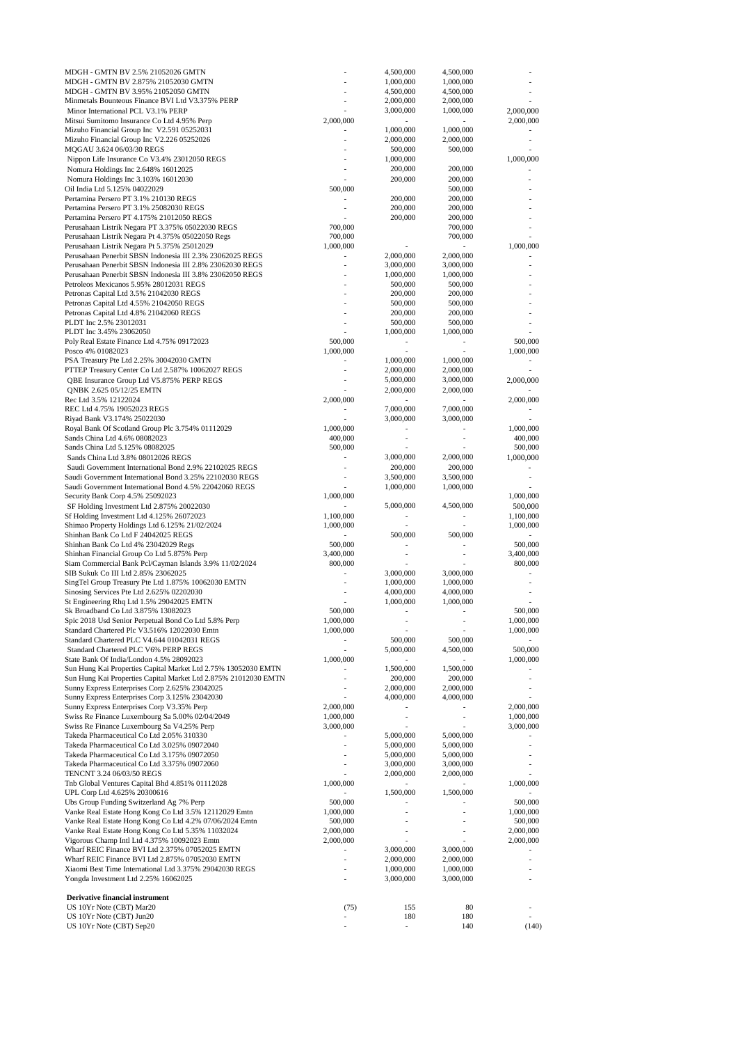| | | | | |
|---|---|---|---|---|
| MDGH - GMTN BV 2.5% 21052026 GMTN | - | 4,500,000 | 4,500,000 | - |
| MDGH - GMTN BV 2.875% 21052030 GMTN | - | 1,000,000 | 1,000,000 | - |
| MDGH - GMTN BV 3.95% 21052050 GMTN | - | 4,500,000 | 4,500,000 | - |
| Minmetals Bounteous Finance BVI Ltd V3.375% PERP | - | 2,000,000 | 2,000,000 | - |
| Minor International PCL V3.1% PERP | - | 3,000,000 | 1,000,000 | 2,000,000 |
| Mitsui Sumitomo Insurance Co Ltd 4.95% Perp | 2,000,000 | - | - | 2,000,000 |
| Mizuho Financial Group Inc V2.591 05252031 | - | 1,000,000 | 1,000,000 | - |
| Mizuho Financial Group Inc V2.226 05252026 | - | 2,000,000 | 2,000,000 | - |
| MQGAU 3.624 06/03/30 REGS | - | 500,000 | 500,000 | - |
| Nippon Life Insurance Co V3.4% 23012050 REGS | - | 1,000,000 | | 1,000,000 |
| Nomura Holdings Inc 2.648% 16012025 | - | 200,000 | 200,000 | - |
| Nomura Holdings Inc 3.103% 16012030 | - | 200,000 | 200,000 | - |
| Oil India Ltd 5.125% 04022029 | 500,000 | | 500,000 | - |
| Pertamina Persero PT 3.1% 210130 REGS | - | 200,000 | 200,000 | - |
| Pertamina Persero PT 3.1% 25082030 REGS | - | 200,000 | 200,000 | - |
| Pertamina Persero PT 4.175% 21012050 REGS | - | 200,000 | 200,000 | - |
| Perusahaan Listrik Negara PT 3.375% 05022030 REGS | 700,000 | | 700,000 | - |
| Perusahaan Listrik Negara Pt 4.375% 05022050 Regs | 700,000 | | 700,000 | - |
| Perusahaan Listrik Negara Pt 5.375% 25012029 | 1,000,000 | - | - | 1,000,000 |
| Perusahaan Penerbit SBSN Indonesia III 2.3% 23062025 REGS | - | 2,000,000 | 2,000,000 | - |
| Perusahaan Penerbit SBSN Indonesia III 2.8% 23062030 REGS | - | 3,000,000 | 3,000,000 | - |
| Perusahaan Penerbit SBSN Indonesia III 3.8% 23062050 REGS | - | 1,000,000 | 1,000,000 | - |
| Petroleos Mexicanos 5.95% 28012031 REGS | - | 500,000 | 500,000 | - |
| Petronas Capital Ltd 3.5% 21042030 REGS | - | 200,000 | 200,000 | - |
| Petronas Capital Ltd 4.55% 21042050 REGS | - | 500,000 | 500,000 | - |
| Petronas Capital Ltd 4.8% 21042060 REGS | - | 200,000 | 200,000 | - |
| PLDT Inc 2.5% 23012031 | - | 500,000 | 500,000 | - |
| PLDT Inc 3.45% 23062050 | - | 1,000,000 | 1,000,000 | - |
| Poly Real Estate Finance Ltd 4.75% 09172023 | 500,000 | - | - | 500,000 |
| Posco 4% 01082023 | 1,000,000 | - | - | 1,000,000 |
| PSA Treasury Pte Ltd 2.25% 30042030 GMTN | - | 1,000,000 | 1,000,000 | - |
| PTTEP Treasury Center Co Ltd 2.587% 10062027 REGS | - | 2,000,000 | 2,000,000 | - |
| QBE Insurance Group Ltd V5.875% PERP REGS | - | 5,000,000 | 3,000,000 | 2,000,000 |
| QNBK 2.625 05/12/25 EMTN | - | 2,000,000 | 2,000,000 | - |
| Rec Ltd 3.5% 12122024 | 2,000,000 | - | - | 2,000,000 |
| REC Ltd 4.75% 19052023 REGS | - | 7,000,000 | 7,000,000 | - |
| Riyad Bank V3.174% 25022030 | - | 3,000,000 | 3,000,000 | - |
| Royal Bank Of Scotland Group Plc 3.754% 01112029 | 1,000,000 | - | - | 1,000,000 |
| Sands China Ltd 4.6% 08082023 | 400,000 | - | - | 400,000 |
| Sands China Ltd 5.125% 08082025 | 500,000 | - | - | 500,000 |
| Sands China Ltd 3.8% 08012026 REGS | - | 3,000,000 | 2,000,000 | 1,000,000 |
| Saudi Government International Bond 2.9% 22102025 REGS | - | 200,000 | 200,000 | - |
| Saudi Government International Bond 3.25% 22102030 REGS | - | 3,500,000 | 3,500,000 | - |
| Saudi Government International Bond 4.5% 22042060 REGS | - | 1,000,000 | 1,000,000 | - |
| Security Bank Corp 4.5% 25092023 | 1,000,000 | - | - | 1,000,000 |
| SF Holding Investment Ltd 2.875% 20022030 | - | 5,000,000 | 4,500,000 | 500,000 |
| Sf Holding Investment Ltd 4.125% 26072023 | 1,100,000 | - | - | 1,100,000 |
| Shimao Property Holdings Ltd 6.125% 21/02/2024 | 1,000,000 | - | - | 1,000,000 |
| Shinhan Bank Co Ltd F 24042025 REGS | - | 500,000 | 500,000 | - |
| Shinhan Bank Co Ltd 4% 23042029 Regs | 500,000 | - | - | 500,000 |
| Shinhan Financial Group Co Ltd 5.875% Perp | 3,400,000 | - | - | 3,400,000 |
| Siam Commercial Bank Pcl/Cayman Islands 3.9% 11/02/2024 | 800,000 | - | - | 800,000 |
| SIB Sukuk Co III Ltd 2.85% 23062025 | - | 3,000,000 | 3,000,000 | - |
| SingTel Group Treasury Pte Ltd 1.875% 10062030 EMTN | - | 1,000,000 | 1,000,000 | - |
| Sinosing Services Pte Ltd 2.625% 02202030 | - | 4,000,000 | 4,000,000 | - |
| St Engineering Rhq Ltd 1.5% 29042025 EMTN | - | 1,000,000 | 1,000,000 | - |
| Sk Broadband Co Ltd 3.875% 13082023 | 500,000 | - | - | 500,000 |
| Spic 2018 Usd Senior Perpetual Bond Co Ltd 5.8% Perp | 1,000,000 | - | - | 1,000,000 |
| Standard Chartered Plc V3.516% 12022030 Emtn | 1,000,000 | - | - | 1,000,000 |
| Standard Chartered PLC V4.644 01042031 REGS | - | 500,000 | 500,000 | - |
| Standard Chartered PLC V6% PERP REGS | - | 5,000,000 | 4,500,000 | 500,000 |
| State Bank Of India/London 4.5% 28092023 | 1,000,000 | - | - | 1,000,000 |
| Sun Hung Kai Properties Capital Market Ltd 2.75% 13052030 EMTN | - | 1,500,000 | 1,500,000 | - |
| Sun Hung Kai Properties Capital Market Ltd 2.875% 21012030 EMTN | - | 200,000 | 200,000 | - |
| Sunny Express Enterprises Corp 2.625% 23042025 | - | 2,000,000 | 2,000,000 | - |
| Sunny Express Enterprises Corp 3.125% 23042030 | - | 4,000,000 | 4,000,000 | - |
| Sunny Express Enterprises Corp V3.35% Perp | 2,000,000 | - | - | 2,000,000 |
| Swiss Re Finance Luxembourg Sa 5.00% 02/04/2049 | 1,000,000 | - | - | 1,000,000 |
| Swiss Re Finance Luxembourg Sa V4.25% Perp | 3,000,000 | - | - | 3,000,000 |
| Takeda Pharmaceutical Co Ltd 2.05% 310330 | - | 5,000,000 | 5,000,000 | - |
| Takeda Pharmaceutical Co Ltd 3.025% 09072040 | - | 5,000,000 | 5,000,000 | - |
| Takeda Pharmaceutical Co Ltd 3.175% 09072050 | - | 5,000,000 | 5,000,000 | - |
| Takeda Pharmaceutical Co Ltd 3.375% 09072060 | - | 3,000,000 | 3,000,000 | - |
| TENCNT 3.24 06/03/50 REGS | - | 2,000,000 | 2,000,000 | - |
| Tnb Global Ventures Capital Bhd 4.851% 01112028 | 1,000,000 | - | - | 1,000,000 |
| UPL Corp Ltd 4.625% 20300616 | - | 1,500,000 | 1,500,000 | - |
| Ubs Group Funding Switzerland Ag 7% Perp | 500,000 | - | - | 500,000 |
| Vanke Real Estate Hong Kong Co Ltd 3.5% 12112029 Emtn | 1,000,000 | - | - | 1,000,000 |
| Vanke Real Estate Hong Kong Co Ltd 4.2% 07/06/2024 Emtn | 500,000 | - | - | 500,000 |
| Vanke Real Estate Hong Kong Co Ltd 5.35% 11032024 | 2,000,000 | - | - | 2,000,000 |
| Vigorous Champ Intl Ltd 4.375% 10092023 Emtn | 2,000,000 | - | - | 2,000,000 |
| Wharf REIC Finance BVI Ltd 2.375% 07052025 EMTN | - | 3,000,000 | 3,000,000 | - |
| Wharf REIC Finance BVI Ltd 2.875% 07052030 EMTN | - | 2,000,000 | 2,000,000 | - |
| Xiaomi Best Time International Ltd 3.375% 29042030 REGS | - | 1,000,000 | 1,000,000 | - |
| Yongda Investment Ltd 2.25% 16062025 | - | 3,000,000 | 3,000,000 | - |
| | | | | |
| **Derivative financial instrument** | | | | |
| US 10Yr Note (CBT) Mar20 | (75) | 155 | 80 | - |
| US 10Yr Note (CBT) Jun20 | - | 180 | 180 | - |
| US 10Yr Note (CBT) Sep20 | - | - | 140 | (140) |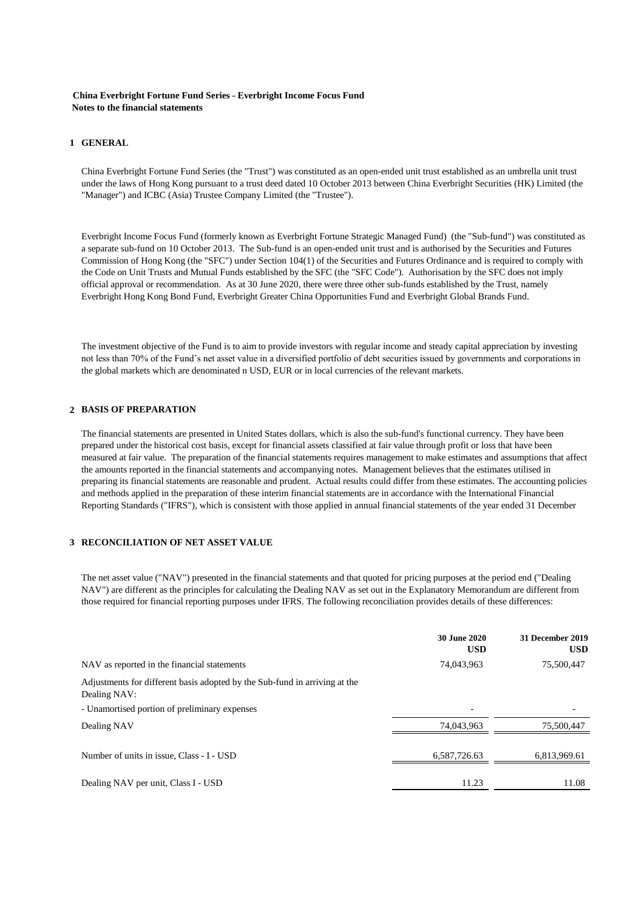**China Everbright Fortune Fund Series - Everbright Income Focus Fund**
**Notes to the financial statements**

## 1 GENERAL

China Everbright Fortune Fund Series (the "Trust") was constituted as an open-ended unit trust established as an umbrella unit trust under the laws of Hong Kong pursuant to a trust deed dated 10 October 2013 between China Everbright Securities (HK) Limited (the "Manager") and ICBC (Asia) Trustee Company Limited (the "Trustee").

Everbright Income Focus Fund (formerly known as Everbright Fortune Strategic Managed Fund) (the "Sub-fund") was constituted as a separate sub-fund on 10 October 2013. The Sub-fund is an open-ended unit trust and is authorised by the Securities and Futures Commission of Hong Kong (the "SFC") under Section 104(1) of the Securities and Futures Ordinance and is required to comply with the Code on Unit Trusts and Mutual Funds established by the SFC (the "SFC Code"). Authorisation by the SFC does not imply official approval or recommendation. As at 30 June 2020, there were three other sub-funds established by the Trust, namely Everbright Hong Kong Bond Fund, Everbright Greater China Opportunities Fund and Everbright Global Brands Fund.

The investment objective of the Fund is to aim to provide investors with regular income and steady capital appreciation by investing not less than 70% of the Fund's net asset value in a diversified portfolio of debt securities issued by governments and corporations in the global markets which are denominated n USD, EUR or in local currencies of the relevant markets.

## 2 BASIS OF PREPARATION

The financial statements are presented in United States dollars, which is also the sub-fund's functional currency. They have been prepared under the historical cost basis, except for financial assets classified at fair value through profit or loss that have been measured at fair value. The preparation of the financial statements requires management to make estimates and assumptions that affect the amounts reported in the financial statements and accompanying notes. Management believes that the estimates utilised in preparing its financial statements are reasonable and prudent. Actual results could differ from these estimates. The accounting policies and methods applied in the preparation of these interim financial statements are in accordance with the International Financial Reporting Standards ("IFRS"), which is consistent with those applied in annual financial statements of the year ended 31 December

## 3 RECONCILIATION OF NET ASSET VALUE

The net asset value ("NAV") presented in the financial statements and that quoted for pricing purposes at the period end ("Dealing NAV") are different as the principles for calculating the Dealing NAV as set out in the Explanatory Memorandum are different from those required for financial reporting purposes under IFRS. The following reconciliation provides details of these differences:

| | 30 June 2020 USD | 31 December 2019 USD |
|---|---|---|
| NAV as reported in the financial statements | 74,043,963 | 75,500,447 |
| Adjustments for different basis adopted by the Sub-fund in arriving at the Dealing NAV: | | |
| - Unamortised portion of preliminary expenses | - | - |
| Dealing NAV | 74,043,963 | 75,500,447 |
| Number of units in issue, Class - I - USD | 6,587,726.63 | 6,813,969.61 |
| Dealing NAV per unit, Class I - USD | 11.23 | 11.08 |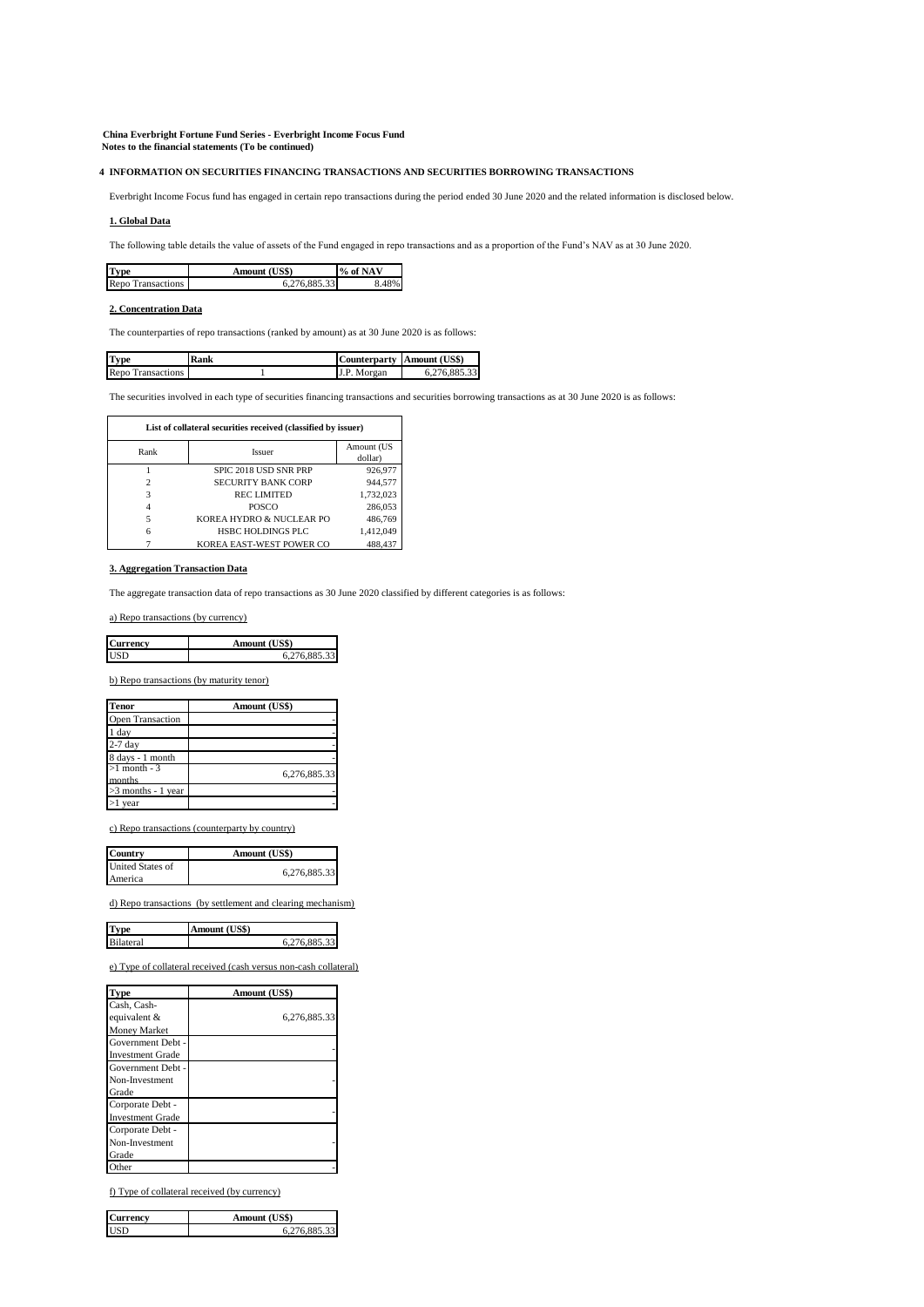**China Everbright Fortune Fund Series - Everbright Income Focus Fund**
**Notes to the financial statements (To be continued)**

**4 INFORMATION ON SECURITIES FINANCING TRANSACTIONS AND SECURITIES BORROWING TRANSACTIONS**

Everbright Income Focus fund has engaged in certain repo transactions during the period ended 30 June 2020 and the related information is disclosed below.

**1. Global Data**

The following table details the value of assets of the Fund engaged in repo transactions and as a proportion of the Fund's NAV as at 30 June 2020.

| Type | Amount (US$) | % of NAV |
|---|---|---|
| Repo Transactions | 6,276,885.33 | 8.48% |

**2. Concentration Data**

The counterparties of repo transactions (ranked by amount) as at 30 June 2020 is as follows:

| Type | Rank | Counterparty | Amount (US$) |
|---|---|---|---|
| Repo Transactions | 1 | J.P. Morgan | 6,276,885.33 |

The securities involved in each type of securities financing transactions and securities borrowing transactions as at 30 June 2020 is as follows:

| List of collateral securities received (classified by issuer) | | |
|---|---|---|
| Rank | Issuer | Amount (US dollar) |
| 1 | SPIC 2018 USD SNR PRP | 926,977 |
| 2 | SECURITY BANK CORP | 944,577 |
| 3 | REC LIMITED | 1,732,023 |
| 4 | POSCO | 286,053 |
| 5 | KOREA HYDRO & NUCLEAR PO | 486,769 |
| 6 | HSBC HOLDINGS PLC | 1,412,049 |
| 7 | KOREA EAST-WEST POWER CO | 488,437 |

**3. Aggregation Transaction Data**

The aggregate transaction data of repo transactions as 30 June 2020 classified by different categories is as follows:

a) Repo transactions (by currency)

| Currency | Amount (US$) |
|---|---|
| USD | 6,276,885.33 |

b) Repo transactions (by maturity tenor)

| Tenor | Amount (US$) |
|---|---|
| Open Transaction | - |
| 1 day | - |
| 2-7 day | - |
| 8 days - 1 month | - |
| >1 month - 3 months | 6,276,885.33 |
| >3 months - 1 year | - |
| >1 year | - |

c) Repo transactions (counterparty by country)

| Country | Amount (US$) |
|---|---|
| United States of America | 6,276,885.33 |

d) Repo transactions (by settlement and clearing mechanism)

| Type | Amount (US$) |
|---|---|
| Bilateral | 6,276,885.33 |

e) Type of collateral received (cash versus non-cash collateral)

| Type | Amount (US$) |
|---|---|
| Cash, Cash-equivalent & Money Market | 6,276,885.33 |
| Government Debt - Investment Grade | - |
| Government Debt - Non-Investment Grade | - |
| Corporate Debt - Investment Grade | - |
| Corporate Debt - Non-Investment Grade | - |
| Other | - |

f) Type of collateral received (by currency)

| Currency | Amount (US$) |
|---|---|
| USD | 6,276,885.33 |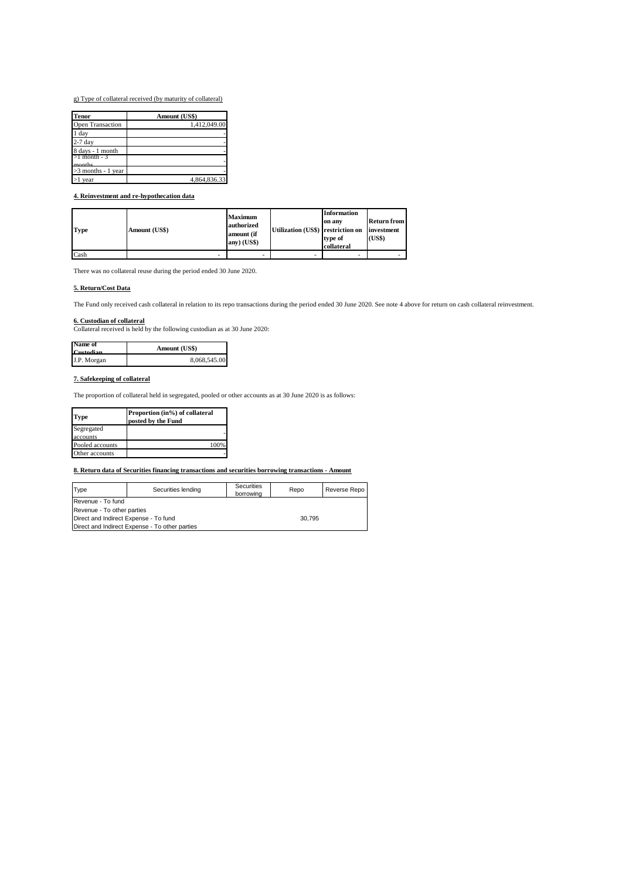g) Type of collateral received (by maturity of collateral)

| Tenor | Amount (US$) |
| --- | --- |
| Open Transaction | 1,412,049.00 |
| 1 day | - |
| 2-7 day | - |
| 8 days - 1 month | - |
| >1 month - 3 months | - |
| >3 months - 1 year | - |
| >1 year | 4,864,836.33 |

**4. Reinvestment and re-hypothecation data**

| Type | Amount (US$) | Maximum authorized amount (if any) (US$) | Utilization (US$) | Information on any restriction on type of collateral | Return from investment (US$) |
| --- | --- | --- | --- | --- | --- |
| Cash | - | - | - | - | - |

There was no collateral reuse during the period ended 30 June 2020.

**5. Return/Cost Data**

The Fund only received cash collateral in relation to its repo transactions during the period ended 30 June 2020. See note 4 above for return on cash collateral reinvestment.

**6. Custodian of collateral**

Collateral received is held by the following custodian as at 30 June 2020:

| Name of Custodian | Amount (US$) |
| --- | --- |
| J.P. Morgan | 8,068,545.00 |

**7. Safekeeping of collateral**

The proportion of collateral held in segregated, pooled or other accounts as at 30 June 2020 is as follows:

| Type | Proportion (in%) of collateral posted by the Fund |
| --- | --- |
| Segregated accounts | - |
| Pooled accounts | 100% |
| Other accounts | - |

**8. Return data of Securities financing transactions and securities borrowing transactions - Amount**

| Type | Securities lending | Securities borrowing | Repo | Reverse Repo |
| --- | --- | --- | --- | --- |
| Revenue - To fund | | | | |
| Revenue - To other parties | | | | |
| Direct and Indirect Expense - To fund | | | 30,795 | |
| Direct and Indirect Expense - To other parties | | | | |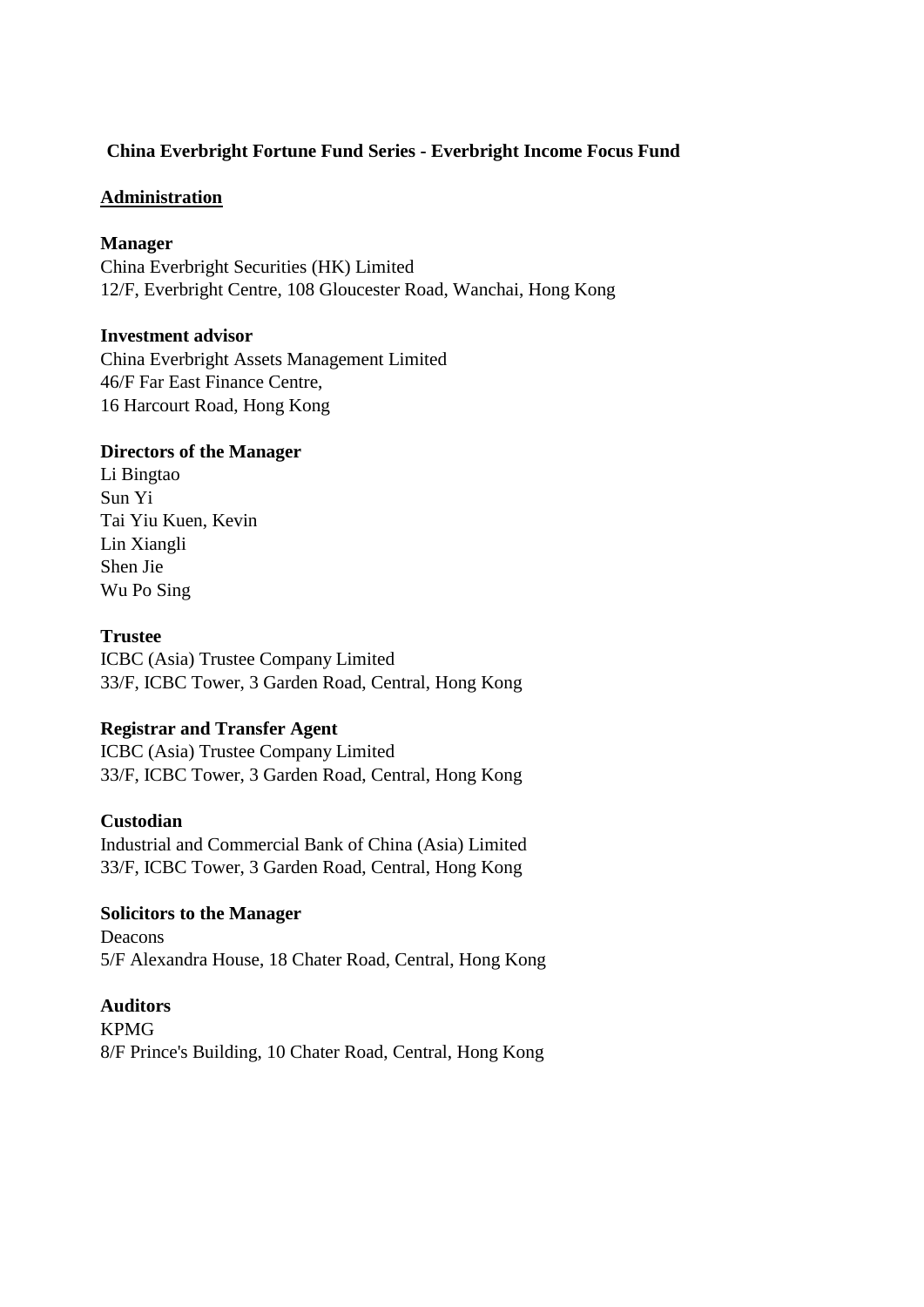**China Everbright Fortune Fund Series - Everbright Income Focus Fund**

## Administration

**Manager**
China Everbright Securities (HK) Limited
12/F, Everbright Centre, 108 Gloucester Road, Wanchai, Hong Kong

**Investment advisor**
China Everbright Assets Management Limited
46/F Far East Finance Centre,
16 Harcourt Road, Hong Kong

**Directors of the Manager**
Li Bingtao
Sun Yi
Tai Yiu Kuen, Kevin
Lin Xiangli
Shen Jie
Wu Po Sing

**Trustee**
ICBC (Asia) Trustee Company Limited
33/F, ICBC Tower, 3 Garden Road, Central, Hong Kong

**Registrar and Transfer Agent**
ICBC (Asia) Trustee Company Limited
33/F, ICBC Tower, 3 Garden Road, Central, Hong Kong

**Custodian**
Industrial and Commercial Bank of China (Asia) Limited
33/F, ICBC Tower, 3 Garden Road, Central, Hong Kong

**Solicitors to the Manager**
Deacons
5/F Alexandra House, 18 Chater Road, Central, Hong Kong

**Auditors**
KPMG
8/F Prince's Building, 10 Chater Road, Central, Hong Kong